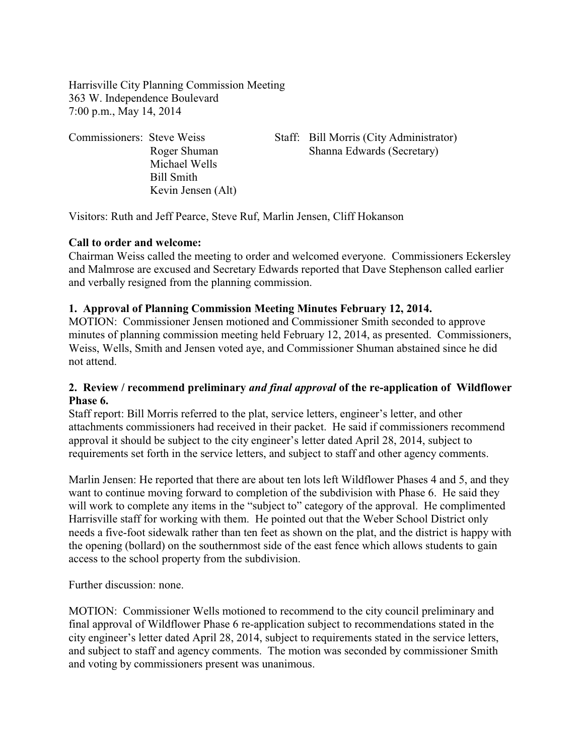Harrisville City Planning Commission Meeting
363 W. Independence Boulevard
7:00 p.m., May 14, 2014

Commissioners: Steve Weiss
Roger Shuman
Michael Wells
Bill Smith
Kevin Jensen (Alt)

Staff: Bill Morris (City Administrator)
Shanna Edwards (Secretary)

Visitors: Ruth and Jeff Pearce, Steve Ruf, Marlin Jensen, Cliff Hokanson

**Call to order and welcome:**
Chairman Weiss called the meeting to order and welcomed everyone. Commissioners Eckersley and Malmrose are excused and Secretary Edwards reported that Dave Stephenson called earlier and verbally resigned from the planning commission.

**1. Approval of Planning Commission Meeting Minutes February 12, 2014.**
MOTION: Commissioner Jensen motioned and Commissioner Smith seconded to approve minutes of planning commission meeting held February 12, 2014, as presented. Commissioners, Weiss, Wells, Smith and Jensen voted aye, and Commissioner Shuman abstained since he did not attend.

**2. Review / recommend preliminary *and final approval* of the re-application of Wildflower Phase 6.**
Staff report: Bill Morris referred to the plat, service letters, engineer's letter, and other attachments commissioners had received in their packet. He said if commissioners recommend approval it should be subject to the city engineer's letter dated April 28, 2014, subject to requirements set forth in the service letters, and subject to staff and other agency comments.

Marlin Jensen: He reported that there are about ten lots left Wildflower Phases 4 and 5, and they want to continue moving forward to completion of the subdivision with Phase 6. He said they will work to complete any items in the "subject to" category of the approval. He complimented Harrisville staff for working with them. He pointed out that the Weber School District only needs a five-foot sidewalk rather than ten feet as shown on the plat, and the district is happy with the opening (bollard) on the southernmost side of the east fence which allows students to gain access to the school property from the subdivision.

Further discussion: none.

MOTION: Commissioner Wells motioned to recommend to the city council preliminary and final approval of Wildflower Phase 6 re-application subject to recommendations stated in the city engineer's letter dated April 28, 2014, subject to requirements stated in the service letters, and subject to staff and agency comments. The motion was seconded by commissioner Smith and voting by commissioners present was unanimous.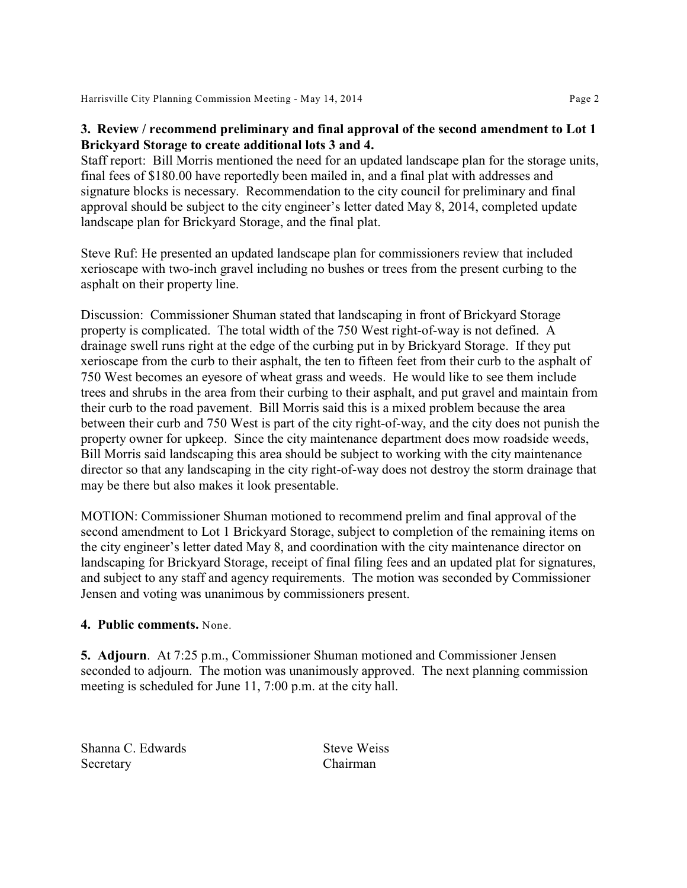**3. Review / recommend preliminary and final approval of the second amendment to Lot 1 Brickyard Storage to create additional lots 3 and 4.**

Staff report: Bill Morris mentioned the need for an updated landscape plan for the storage units, final fees of $180.00 have reportedly been mailed in, and a final plat with addresses and signature blocks is necessary. Recommendation to the city council for preliminary and final approval should be subject to the city engineer's letter dated May 8, 2014, completed update landscape plan for Brickyard Storage, and the final plat.

Steve Ruf: He presented an updated landscape plan for commissioners review that included xerioscape with two-inch gravel including no bushes or trees from the present curbing to the asphalt on their property line.

Discussion: Commissioner Shuman stated that landscaping in front of Brickyard Storage property is complicated. The total width of the 750 West right-of-way is not defined. A drainage swell runs right at the edge of the curbing put in by Brickyard Storage. If they put xerioscape from the curb to their asphalt, the ten to fifteen feet from their curb to the asphalt of 750 West becomes an eyesore of wheat grass and weeds. He would like to see them include trees and shrubs in the area from their curbing to their asphalt, and put gravel and maintain from their curb to the road pavement. Bill Morris said this is a mixed problem because the area between their curb and 750 West is part of the city right-of-way, and the city does not punish the property owner for upkeep. Since the city maintenance department does mow roadside weeds, Bill Morris said landscaping this area should be subject to working with the city maintenance director so that any landscaping in the city right-of-way does not destroy the storm drainage that may be there but also makes it look presentable.

MOTION: Commissioner Shuman motioned to recommend prelim and final approval of the second amendment to Lot 1 Brickyard Storage, subject to completion of the remaining items on the city engineer's letter dated May 8, and coordination with the city maintenance director on landscaping for Brickyard Storage, receipt of final filing fees and an updated plat for signatures, and subject to any staff and agency requirements. The motion was seconded by Commissioner Jensen and voting was unanimous by commissioners present.

**4. Public comments.** None.

**5. Adjourn**. At 7:25 p.m., Commissioner Shuman motioned and Commissioner Jensen seconded to adjourn. The motion was unanimously approved. The next planning commission meeting is scheduled for June 11, 7:00 p.m. at the city hall.

Shanna C. Edwards
Secretary

Steve Weiss
Chairman